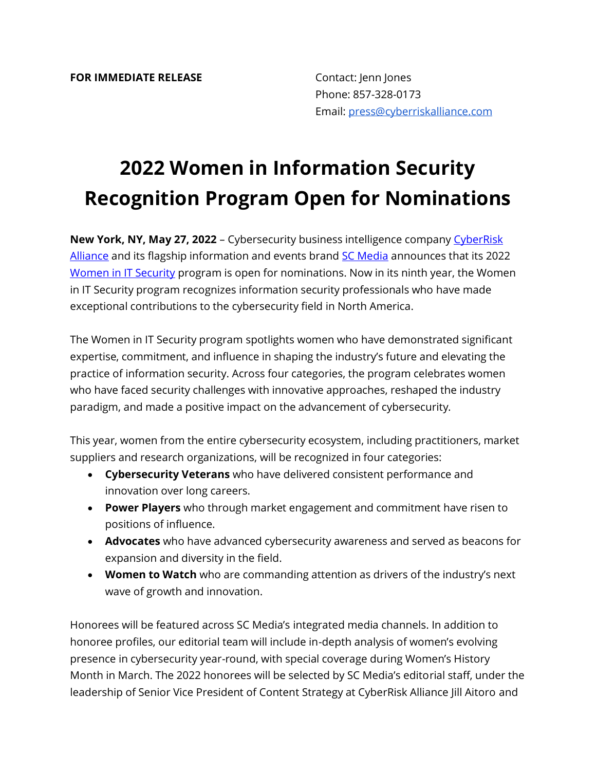**FOR IMMEDIATE RELEASE**

Contact: Jenn Jones
Phone: 857-328-0173
Email: press@cyberriskalliance.com

# 2022 Women in Information Security Recognition Program Open for Nominations

**New York, NY, May 27, 2022** – Cybersecurity business intelligence company CyberRisk Alliance and its flagship information and events brand SC Media announces that its 2022 Women in IT Security program is open for nominations. Now in its ninth year, the Women in IT Security program recognizes information security professionals who have made exceptional contributions to the cybersecurity field in North America.

The Women in IT Security program spotlights women who have demonstrated significant expertise, commitment, and influence in shaping the industry's future and elevating the practice of information security. Across four categories, the program celebrates women who have faced security challenges with innovative approaches, reshaped the industry paradigm, and made a positive impact on the advancement of cybersecurity.

This year, women from the entire cybersecurity ecosystem, including practitioners, market suppliers and research organizations, will be recognized in four categories:

- **Cybersecurity Veterans** who have delivered consistent performance and innovation over long careers.
- **Power Players** who through market engagement and commitment have risen to positions of influence.
- **Advocates** who have advanced cybersecurity awareness and served as beacons for expansion and diversity in the field.
- **Women to Watch** who are commanding attention as drivers of the industry's next wave of growth and innovation.

Honorees will be featured across SC Media's integrated media channels. In addition to honoree profiles, our editorial team will include in-depth analysis of women's evolving presence in cybersecurity year-round, with special coverage during Women's History Month in March. The 2022 honorees will be selected by SC Media's editorial staff, under the leadership of Senior Vice President of Content Strategy at CyberRisk Alliance Jill Aitoro and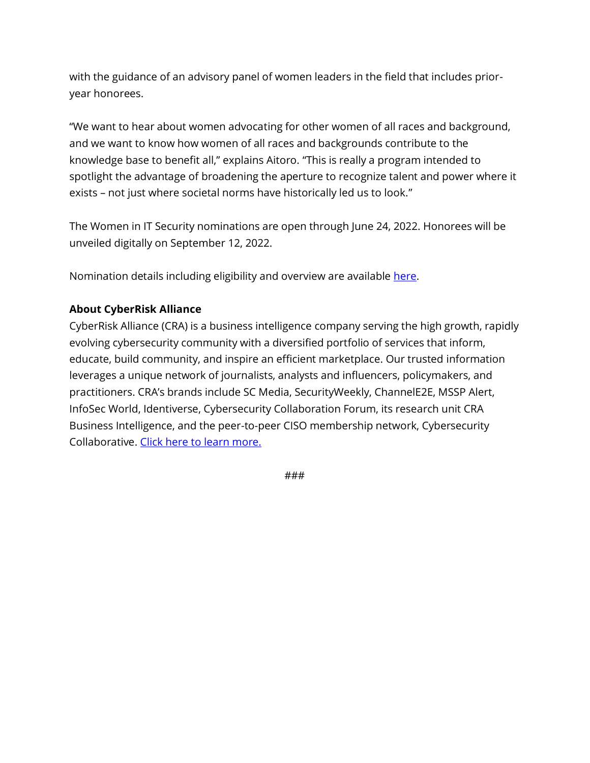with the guidance of an advisory panel of women leaders in the field that includes prior-year honorees.

"We want to hear about women advocating for other women of all races and background, and we want to know how women of all races and backgrounds contribute to the knowledge base to benefit all," explains Aitoro. "This is really a program intended to spotlight the advantage of broadening the aperture to recognize talent and power where it exists – not just where societal norms have historically led us to look."

The Women in IT Security nominations are open through June 24, 2022. Honorees will be unveiled digitally on September 12, 2022.

Nomination details including eligibility and overview are available here.

**About CyberRisk Alliance**

CyberRisk Alliance (CRA) is a business intelligence company serving the high growth, rapidly evolving cybersecurity community with a diversified portfolio of services that inform, educate, build community, and inspire an efficient marketplace. Our trusted information leverages a unique network of journalists, analysts and influencers, policymakers, and practitioners. CRA's brands include SC Media, SecurityWeekly, ChannelE2E, MSSP Alert, InfoSec World, Identiverse, Cybersecurity Collaboration Forum, its research unit CRA Business Intelligence, and the peer-to-peer CISO membership network, Cybersecurity Collaborative. Click here to learn more.

###